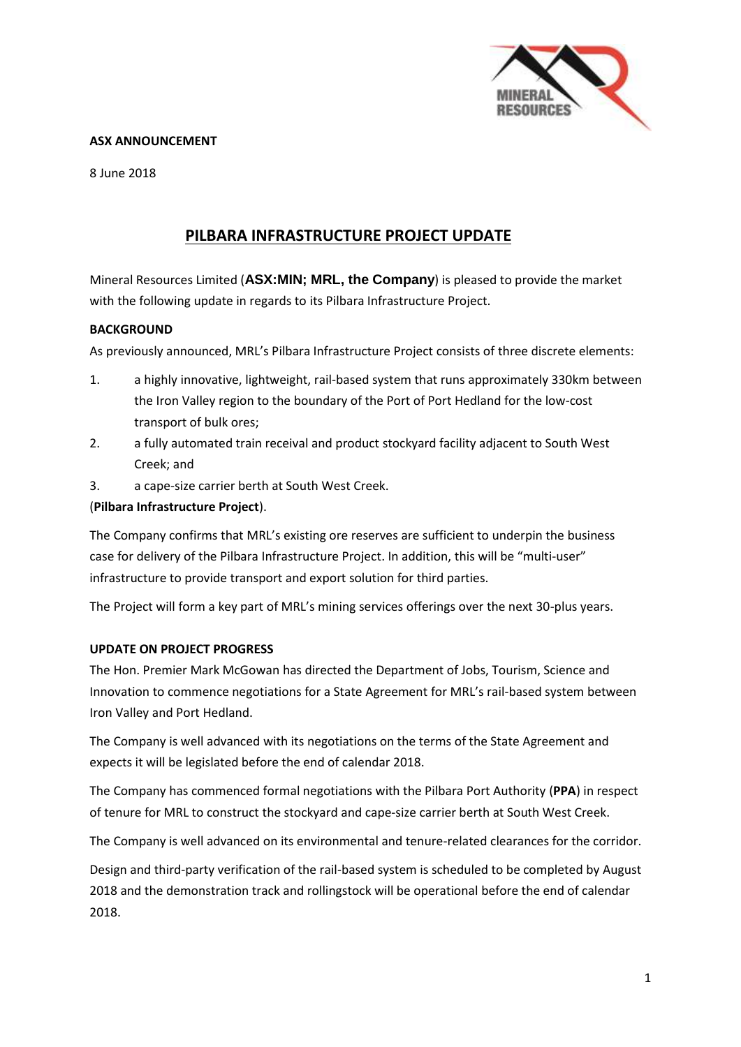**ASX ANNOUNCEMENT**

8 June 2018

# PILBARA INFRASTRUCTURE PROJECT UPDATE

Mineral Resources Limited (**ASX:MIN; MRL, the Company**) is pleased to provide the market with the following update in regards to its Pilbara Infrastructure Project.

**BACKGROUND**

As previously announced, MRL's Pilbara Infrastructure Project consists of three discrete elements:

1. a highly innovative, lightweight, rail-based system that runs approximately 330km between the Iron Valley region to the boundary of the Port of Port Hedland for the low-cost transport of bulk ores;
2. a fully automated train receival and product stockyard facility adjacent to South West Creek; and
3. a cape-size carrier berth at South West Creek.

(**Pilbara Infrastructure Project**).

The Company confirms that MRL's existing ore reserves are sufficient to underpin the business case for delivery of the Pilbara Infrastructure Project. In addition, this will be "multi-user" infrastructure to provide transport and export solution for third parties.

The Project will form a key part of MRL's mining services offerings over the next 30-plus years.

**UPDATE ON PROJECT PROGRESS**

The Hon. Premier Mark McGowan has directed the Department of Jobs, Tourism, Science and Innovation to commence negotiations for a State Agreement for MRL's rail-based system between Iron Valley and Port Hedland.

The Company is well advanced with its negotiations on the terms of the State Agreement and expects it will be legislated before the end of calendar 2018.

The Company has commenced formal negotiations with the Pilbara Port Authority (**PPA**) in respect of tenure for MRL to construct the stockyard and cape-size carrier berth at South West Creek.

The Company is well advanced on its environmental and tenure-related clearances for the corridor.

Design and third-party verification of the rail-based system is scheduled to be completed by August 2018 and the demonstration track and rollingstock will be operational before the end of calendar 2018.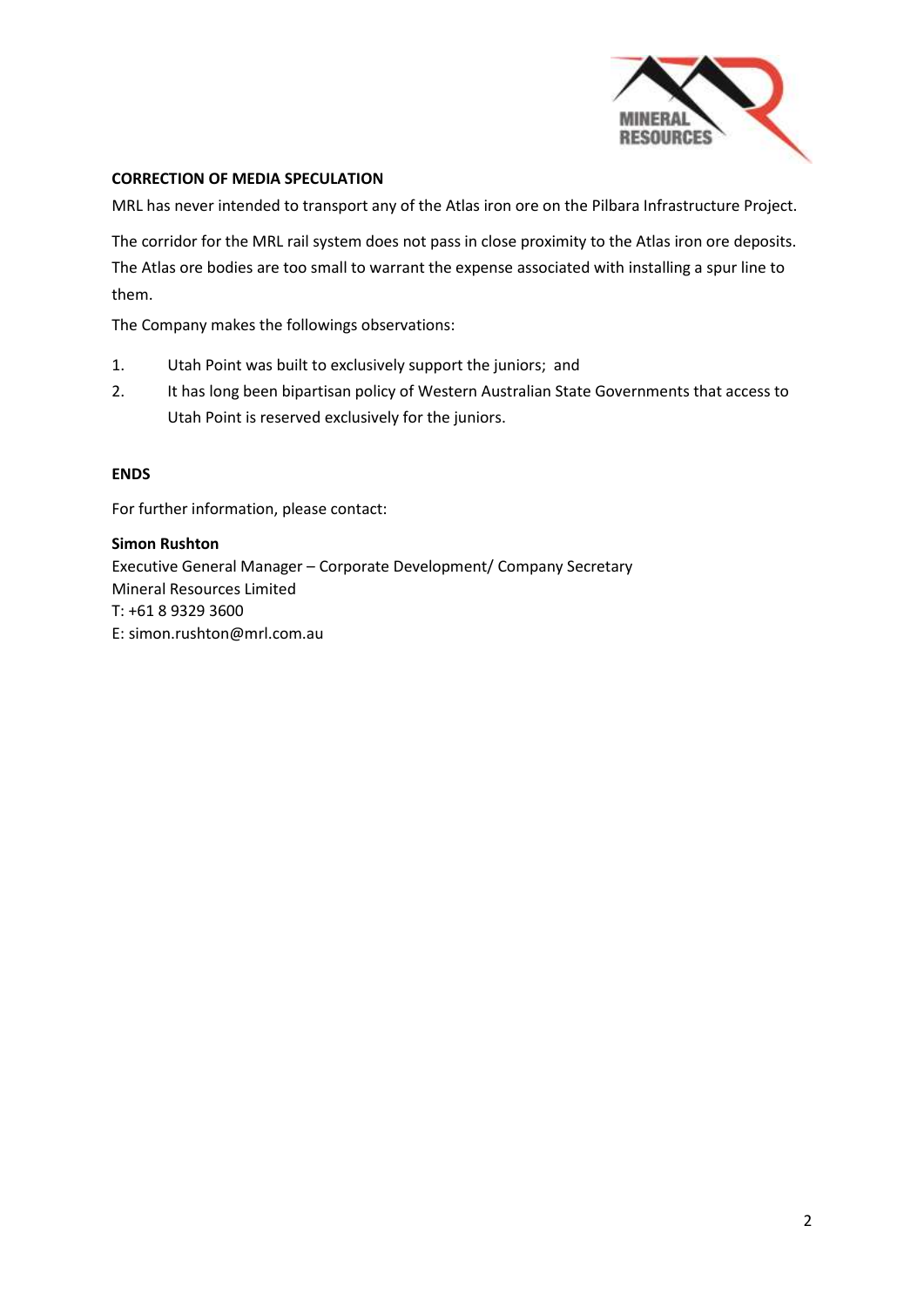**CORRECTION OF MEDIA SPECULATION**

MRL has never intended to transport any of the Atlas iron ore on the Pilbara Infrastructure Project.

The corridor for the MRL rail system does not pass in close proximity to the Atlas iron ore deposits. The Atlas ore bodies are too small to warrant the expense associated with installing a spur line to them.

The Company makes the followings observations:

1. Utah Point was built to exclusively support the juniors; and
2. It has long been bipartisan policy of Western Australian State Governments that access to Utah Point is reserved exclusively for the juniors.

**ENDS**

For further information, please contact:

**Simon Rushton**
Executive General Manager – Corporate Development/ Company Secretary
Mineral Resources Limited
T: +61 8 9329 3600
E: simon.rushton@mrl.com.au